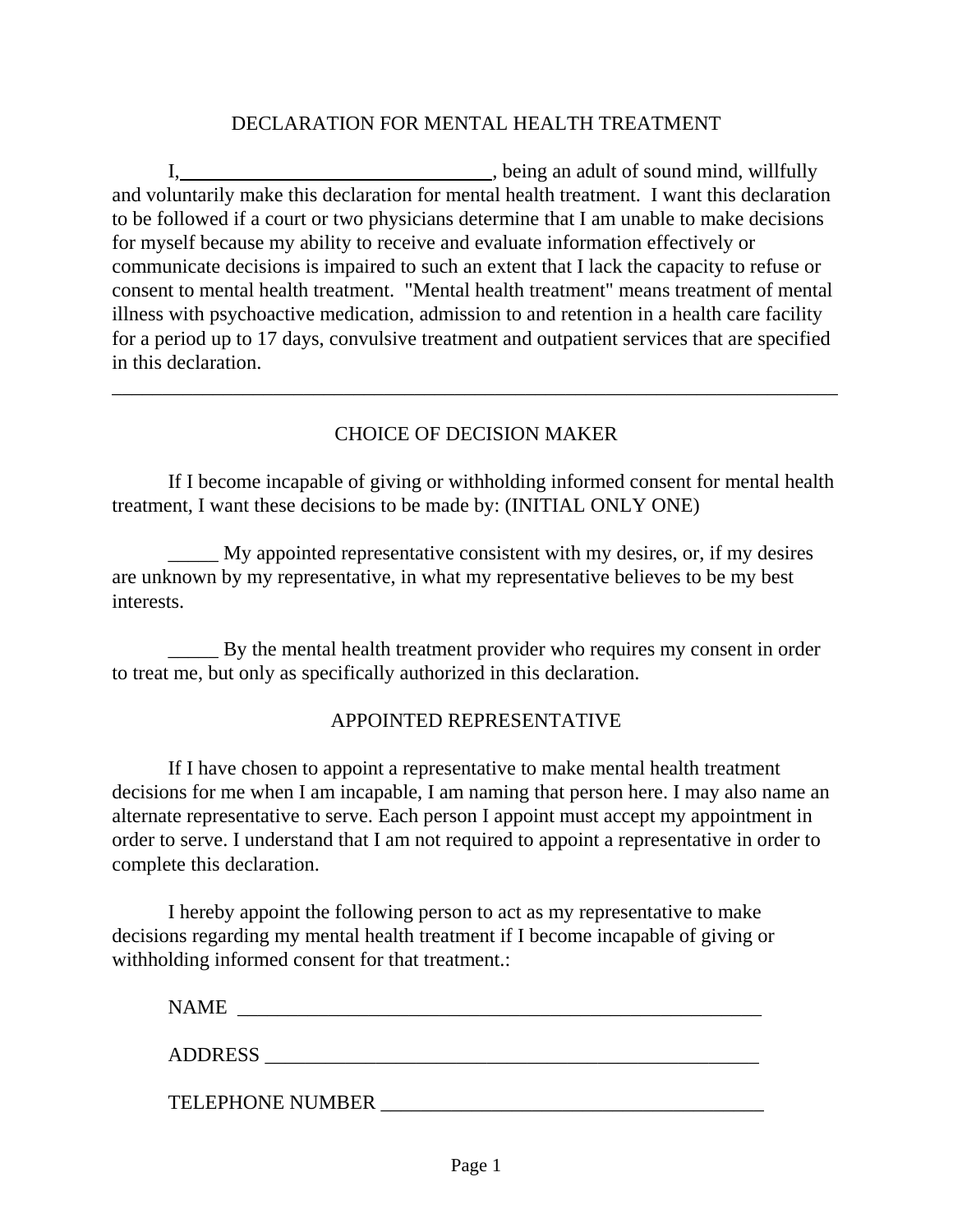# DECLARATION FOR MENTAL HEALTH TREATMENT

I, \_\_\_\_\_\_\_\_\_\_\_\_\_\_\_\_\_\_\_\_\_\_\_\_\_\_\_\_\_\_\_\_, being an adult of sound mind, willfully and voluntarily make this declaration for mental health treatment. I want this declaration to be followed if a court or two physicians determine that I am unable to make decisions for myself because my ability to receive and evaluate information effectively or communicate decisions is impaired to such an extent that I lack the capacity to refuse or consent to mental health treatment. "Mental health treatment" means treatment of mental illness with psychoactive medication, admission to and retention in a health care facility for a period up to 17 days, convulsive treatment and outpatient services that are specified in this declaration.

---

## CHOICE OF DECISION MAKER

If I become incapable of giving or withholding informed consent for mental health treatment, I want these decisions to be made by: (INITIAL ONLY ONE)

_____ My appointed representative consistent with my desires, or, if my desires are unknown by my representative, in what my representative believes to be my best interests.

_____ By the mental health treatment provider who requires my consent in order to treat me, but only as specifically authorized in this declaration.

## APPOINTED REPRESENTATIVE

If I have chosen to appoint a representative to make mental health treatment decisions for me when I am incapable, I am naming that person here. I may also name an alternate representative to serve. Each person I appoint must accept my appointment in order to serve. I understand that I am not required to appoint a representative in order to complete this declaration.

I hereby appoint the following person to act as my representative to make decisions regarding my mental health treatment if I become incapable of giving or withholding informed consent for that treatment.:

NAME \_\_\_\_\_\_\_\_\_\_\_\_\_\_\_\_\_\_\_\_\_\_\_\_\_\_\_\_\_\_\_\_\_\_\_\_\_\_\_\_\_\_\_\_\_\_\_\_\_\_\_\_\_\_

ADDRESS \_\_\_\_\_\_\_\_\_\_\_\_\_\_\_\_\_\_\_\_\_\_\_\_\_\_\_\_\_\_\_\_\_\_\_\_\_\_\_\_\_\_\_\_\_\_\_\_\_\_

TELEPHONE NUMBER \_\_\_\_\_\_\_\_\_\_\_\_\_\_\_\_\_\_\_\_\_\_\_\_\_\_\_\_\_\_\_\_\_\_\_\_\_\_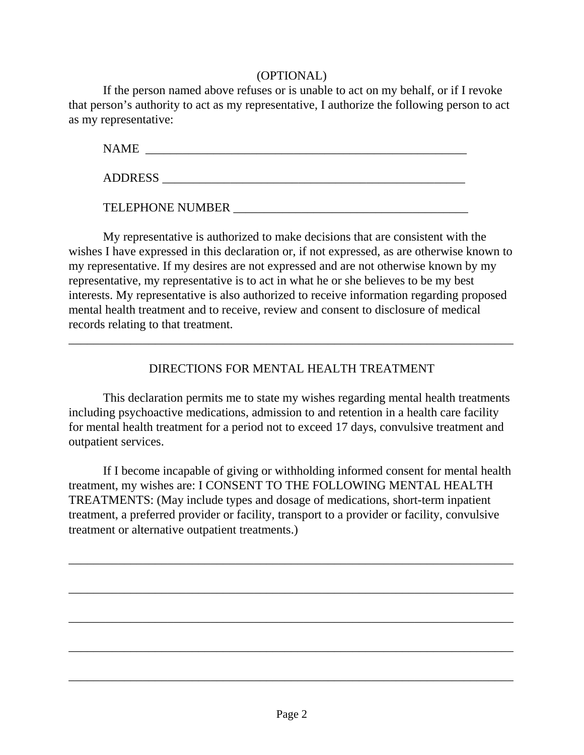(OPTIONAL)

If the person named above refuses or is unable to act on my behalf, or if I revoke that person's authority to act as my representative, I authorize the following person to act as my representative:

NAME \_\_\_\_\_\_\_\_\_\_\_\_\_\_\_\_\_\_\_\_\_\_\_\_\_\_\_\_\_\_\_\_\_\_\_\_\_\_\_\_\_\_\_\_\_\_\_\_\_\_\_\_\_\_

ADDRESS \_\_\_\_\_\_\_\_\_\_\_\_\_\_\_\_\_\_\_\_\_\_\_\_\_\_\_\_\_\_\_\_\_\_\_\_\_\_\_\_\_\_\_\_\_\_\_\_\_\_\_

TELEPHONE NUMBER \_\_\_\_\_\_\_\_\_\_\_\_\_\_\_\_\_\_\_\_\_\_\_\_\_\_\_\_\_\_\_\_\_\_\_\_\_\_\_\_

My representative is authorized to make decisions that are consistent with the wishes I have expressed in this declaration or, if not expressed, as are otherwise known to my representative. If my desires are not expressed and are not otherwise known by my representative, my representative is to act in what he or she believes to be my best interests. My representative is also authorized to receive information regarding proposed mental health treatment and to receive, review and consent to disclosure of medical records relating to that treatment.

---

## DIRECTIONS FOR MENTAL HEALTH TREATMENT

This declaration permits me to state my wishes regarding mental health treatments including psychoactive medications, admission to and retention in a health care facility for mental health treatment for a period not to exceed 17 days, convulsive treatment and outpatient services.

If I become incapable of giving or withholding informed consent for mental health treatment, my wishes are: I CONSENT TO THE FOLLOWING MENTAL HEALTH TREATMENTS: (May include types and dosage of medications, short-term inpatient treatment, a preferred provider or facility, transport to a provider or facility, convulsive treatment or alternative outpatient treatments.)

\_\_\_\_\_\_\_\_\_\_\_\_\_\_\_\_\_\_\_\_\_\_\_\_\_\_\_\_\_\_\_\_\_\_\_\_\_\_\_\_\_\_\_\_\_\_\_\_\_\_\_\_\_\_\_\_\_\_\_\_\_\_\_\_\_\_\_\_\_\_\_\_

\_\_\_\_\_\_\_\_\_\_\_\_\_\_\_\_\_\_\_\_\_\_\_\_\_\_\_\_\_\_\_\_\_\_\_\_\_\_\_\_\_\_\_\_\_\_\_\_\_\_\_\_\_\_\_\_\_\_\_\_\_\_\_\_\_\_\_\_\_\_\_\_

\_\_\_\_\_\_\_\_\_\_\_\_\_\_\_\_\_\_\_\_\_\_\_\_\_\_\_\_\_\_\_\_\_\_\_\_\_\_\_\_\_\_\_\_\_\_\_\_\_\_\_\_\_\_\_\_\_\_\_\_\_\_\_\_\_\_\_\_\_\_\_\_

\_\_\_\_\_\_\_\_\_\_\_\_\_\_\_\_\_\_\_\_\_\_\_\_\_\_\_\_\_\_\_\_\_\_\_\_\_\_\_\_\_\_\_\_\_\_\_\_\_\_\_\_\_\_\_\_\_\_\_\_\_\_\_\_\_\_\_\_\_\_\_\_

\_\_\_\_\_\_\_\_\_\_\_\_\_\_\_\_\_\_\_\_\_\_\_\_\_\_\_\_\_\_\_\_\_\_\_\_\_\_\_\_\_\_\_\_\_\_\_\_\_\_\_\_\_\_\_\_\_\_\_\_\_\_\_\_\_\_\_\_\_\_\_\_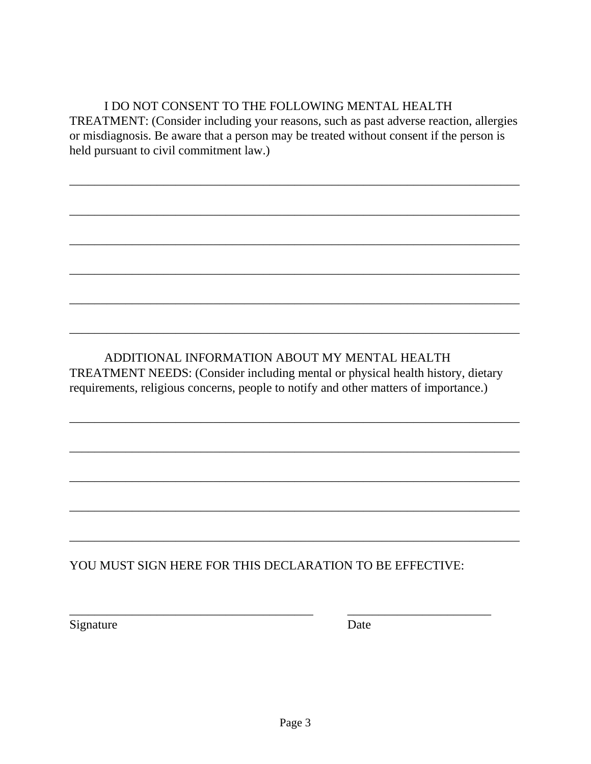I DO NOT CONSENT TO THE FOLLOWING MENTAL HEALTH TREATMENT: (Consider including your reasons, such as past adverse reaction, allergies or misdiagnosis. Be aware that a person may be treated without consent if the person is held pursuant to civil commitment law.)

\_\_\_\_\_\_\_\_\_\_\_\_\_\_\_\_\_\_\_\_\_\_\_\_\_\_\_\_\_\_\_\_\_\_\_\_\_\_\_\_\_\_\_\_\_\_\_\_\_\_\_\_\_\_\_\_\_\_\_\_\_\_\_\_\_\_\_\_\_\_

\_\_\_\_\_\_\_\_\_\_\_\_\_\_\_\_\_\_\_\_\_\_\_\_\_\_\_\_\_\_\_\_\_\_\_\_\_\_\_\_\_\_\_\_\_\_\_\_\_\_\_\_\_\_\_\_\_\_\_\_\_\_\_\_\_\_\_\_\_\_

\_\_\_\_\_\_\_\_\_\_\_\_\_\_\_\_\_\_\_\_\_\_\_\_\_\_\_\_\_\_\_\_\_\_\_\_\_\_\_\_\_\_\_\_\_\_\_\_\_\_\_\_\_\_\_\_\_\_\_\_\_\_\_\_\_\_\_\_\_\_

\_\_\_\_\_\_\_\_\_\_\_\_\_\_\_\_\_\_\_\_\_\_\_\_\_\_\_\_\_\_\_\_\_\_\_\_\_\_\_\_\_\_\_\_\_\_\_\_\_\_\_\_\_\_\_\_\_\_\_\_\_\_\_\_\_\_\_\_\_\_

\_\_\_\_\_\_\_\_\_\_\_\_\_\_\_\_\_\_\_\_\_\_\_\_\_\_\_\_\_\_\_\_\_\_\_\_\_\_\_\_\_\_\_\_\_\_\_\_\_\_\_\_\_\_\_\_\_\_\_\_\_\_\_\_\_\_\_\_\_\_

\_\_\_\_\_\_\_\_\_\_\_\_\_\_\_\_\_\_\_\_\_\_\_\_\_\_\_\_\_\_\_\_\_\_\_\_\_\_\_\_\_\_\_\_\_\_\_\_\_\_\_\_\_\_\_\_\_\_\_\_\_\_\_\_\_\_\_\_\_\_

ADDITIONAL INFORMATION ABOUT MY MENTAL HEALTH TREATMENT NEEDS: (Consider including mental or physical health history, dietary requirements, religious concerns, people to notify and other matters of importance.)

\_\_\_\_\_\_\_\_\_\_\_\_\_\_\_\_\_\_\_\_\_\_\_\_\_\_\_\_\_\_\_\_\_\_\_\_\_\_\_\_\_\_\_\_\_\_\_\_\_\_\_\_\_\_\_\_\_\_\_\_\_\_\_\_\_\_\_\_\_\_

\_\_\_\_\_\_\_\_\_\_\_\_\_\_\_\_\_\_\_\_\_\_\_\_\_\_\_\_\_\_\_\_\_\_\_\_\_\_\_\_\_\_\_\_\_\_\_\_\_\_\_\_\_\_\_\_\_\_\_\_\_\_\_\_\_\_\_\_\_\_

\_\_\_\_\_\_\_\_\_\_\_\_\_\_\_\_\_\_\_\_\_\_\_\_\_\_\_\_\_\_\_\_\_\_\_\_\_\_\_\_\_\_\_\_\_\_\_\_\_\_\_\_\_\_\_\_\_\_\_\_\_\_\_\_\_\_\_\_\_\_

\_\_\_\_\_\_\_\_\_\_\_\_\_\_\_\_\_\_\_\_\_\_\_\_\_\_\_\_\_\_\_\_\_\_\_\_\_\_\_\_\_\_\_\_\_\_\_\_\_\_\_\_\_\_\_\_\_\_\_\_\_\_\_\_\_\_\_\_\_\_

\_\_\_\_\_\_\_\_\_\_\_\_\_\_\_\_\_\_\_\_\_\_\_\_\_\_\_\_\_\_\_\_\_\_\_\_\_\_\_\_\_\_\_\_\_\_\_\_\_\_\_\_\_\_\_\_\_\_\_\_\_\_\_\_\_\_\_\_\_\_

YOU MUST SIGN HERE FOR THIS DECLARATION TO BE EFFECTIVE:

\_\_\_\_\_\_\_\_\_\_\_\_\_\_\_\_\_\_\_\_\_\_\_\_\_\_\_\_\_\_\_\_\_\_\_\_\_\_\_\_ \_\_\_\_\_\_\_\_\_\_\_\_\_\_\_\_\_\_\_\_\_\_\_\_
Signature Date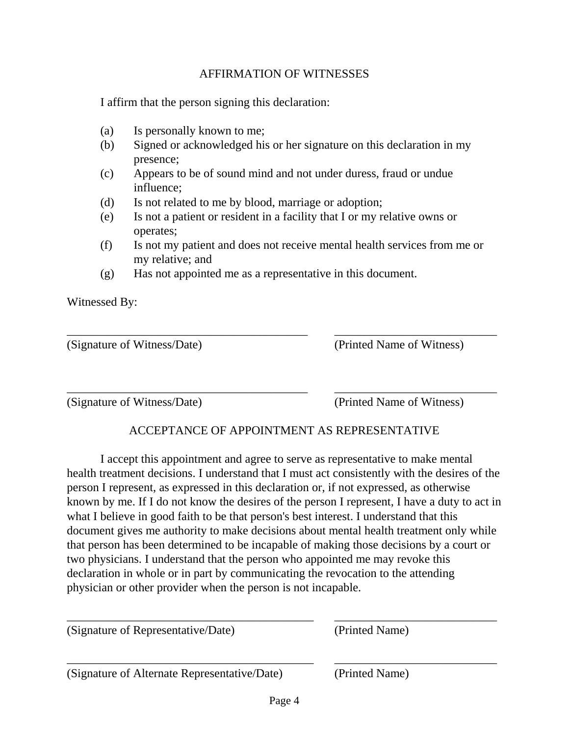## AFFIRMATION OF WITNESSES

I affirm that the person signing this declaration:

(a) Is personally known to me;
(b) Signed or acknowledged his or her signature on this declaration in my presence;
(c) Appears to be of sound mind and not under duress, fraud or undue influence;
(d) Is not related to me by blood, marriage or adoption;
(e) Is not a patient or resident in a facility that I or my relative owns or operates;
(f) Is not my patient and does not receive mental health services from me or my relative; and
(g) Has not appointed me as a representative in this document.

Witnessed By:

\_\_\_\_\_\_\_\_\_\_\_\_\_\_\_\_\_\_\_\_\_\_\_\_\_\_\_\_\_\_\_\_\_\_\_\_\_\_\_\_ \_\_\_\_\_\_\_\_\_\_\_\_\_\_\_\_\_\_\_\_\_\_\_\_\_\_\_\_
(Signature of Witness/Date) (Printed Name of Witness)

\_\_\_\_\_\_\_\_\_\_\_\_\_\_\_\_\_\_\_\_\_\_\_\_\_\_\_\_\_\_\_\_\_\_\_\_\_\_\_\_ \_\_\_\_\_\_\_\_\_\_\_\_\_\_\_\_\_\_\_\_\_\_\_\_\_\_\_\_
(Signature of Witness/Date) (Printed Name of Witness)

## ACCEPTANCE OF APPOINTMENT AS REPRESENTATIVE

I accept this appointment and agree to serve as representative to make mental health treatment decisions. I understand that I must act consistently with the desires of the person I represent, as expressed in this declaration or, if not expressed, as otherwise known by me. If I do not know the desires of the person I represent, I have a duty to act in what I believe in good faith to be that person's best interest. I understand that this document gives me authority to make decisions about mental health treatment only while that person has been determined to be incapable of making those decisions by a court or two physicians. I understand that the person who appointed me may revoke this declaration in whole or in part by communicating the revocation to the attending physician or other provider when the person is not incapable.

\_\_\_\_\_\_\_\_\_\_\_\_\_\_\_\_\_\_\_\_\_\_\_\_\_\_\_\_\_\_\_\_\_\_\_\_\_\_\_\_ \_\_\_\_\_\_\_\_\_\_\_\_\_\_\_\_\_\_\_\_\_\_\_\_\_\_\_\_
(Signature of Representative/Date) (Printed Name)

\_\_\_\_\_\_\_\_\_\_\_\_\_\_\_\_\_\_\_\_\_\_\_\_\_\_\_\_\_\_\_\_\_\_\_\_\_\_\_\_ \_\_\_\_\_\_\_\_\_\_\_\_\_\_\_\_\_\_\_\_\_\_\_\_\_\_\_\_
(Signature of Alternate Representative/Date) (Printed Name)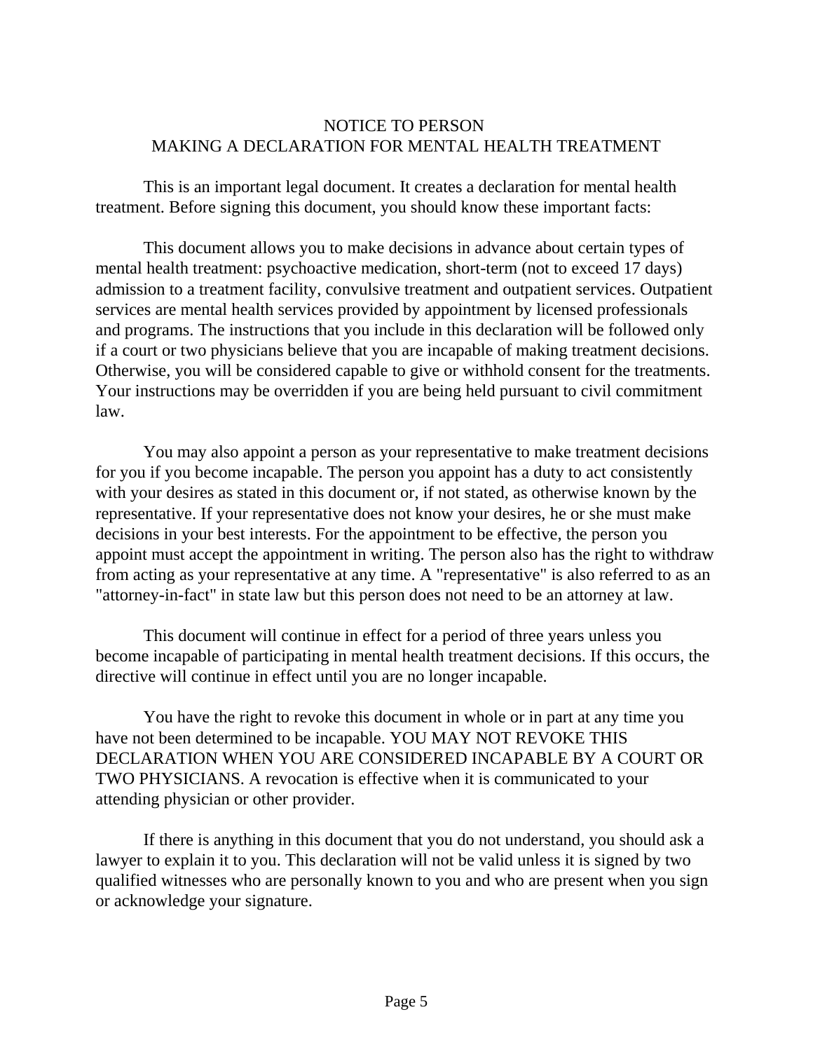# NOTICE TO PERSON
# MAKING A DECLARATION FOR MENTAL HEALTH TREATMENT

This is an important legal document. It creates a declaration for mental health treatment. Before signing this document, you should know these important facts:

This document allows you to make decisions in advance about certain types of mental health treatment: psychoactive medication, short-term (not to exceed 17 days) admission to a treatment facility, convulsive treatment and outpatient services. Outpatient services are mental health services provided by appointment by licensed professionals and programs. The instructions that you include in this declaration will be followed only if a court or two physicians believe that you are incapable of making treatment decisions. Otherwise, you will be considered capable to give or withhold consent for the treatments. Your instructions may be overridden if you are being held pursuant to civil commitment law.

You may also appoint a person as your representative to make treatment decisions for you if you become incapable. The person you appoint has a duty to act consistently with your desires as stated in this document or, if not stated, as otherwise known by the representative. If your representative does not know your desires, he or she must make decisions in your best interests. For the appointment to be effective, the person you appoint must accept the appointment in writing. The person also has the right to withdraw from acting as your representative at any time. A "representative" is also referred to as an "attorney-in-fact" in state law but this person does not need to be an attorney at law.

This document will continue in effect for a period of three years unless you become incapable of participating in mental health treatment decisions. If this occurs, the directive will continue in effect until you are no longer incapable.

You have the right to revoke this document in whole or in part at any time you have not been determined to be incapable. YOU MAY NOT REVOKE THIS DECLARATION WHEN YOU ARE CONSIDERED INCAPABLE BY A COURT OR TWO PHYSICIANS. A revocation is effective when it is communicated to your attending physician or other provider.

If there is anything in this document that you do not understand, you should ask a lawyer to explain it to you. This declaration will not be valid unless it is signed by two qualified witnesses who are personally known to you and who are present when you sign or acknowledge your signature.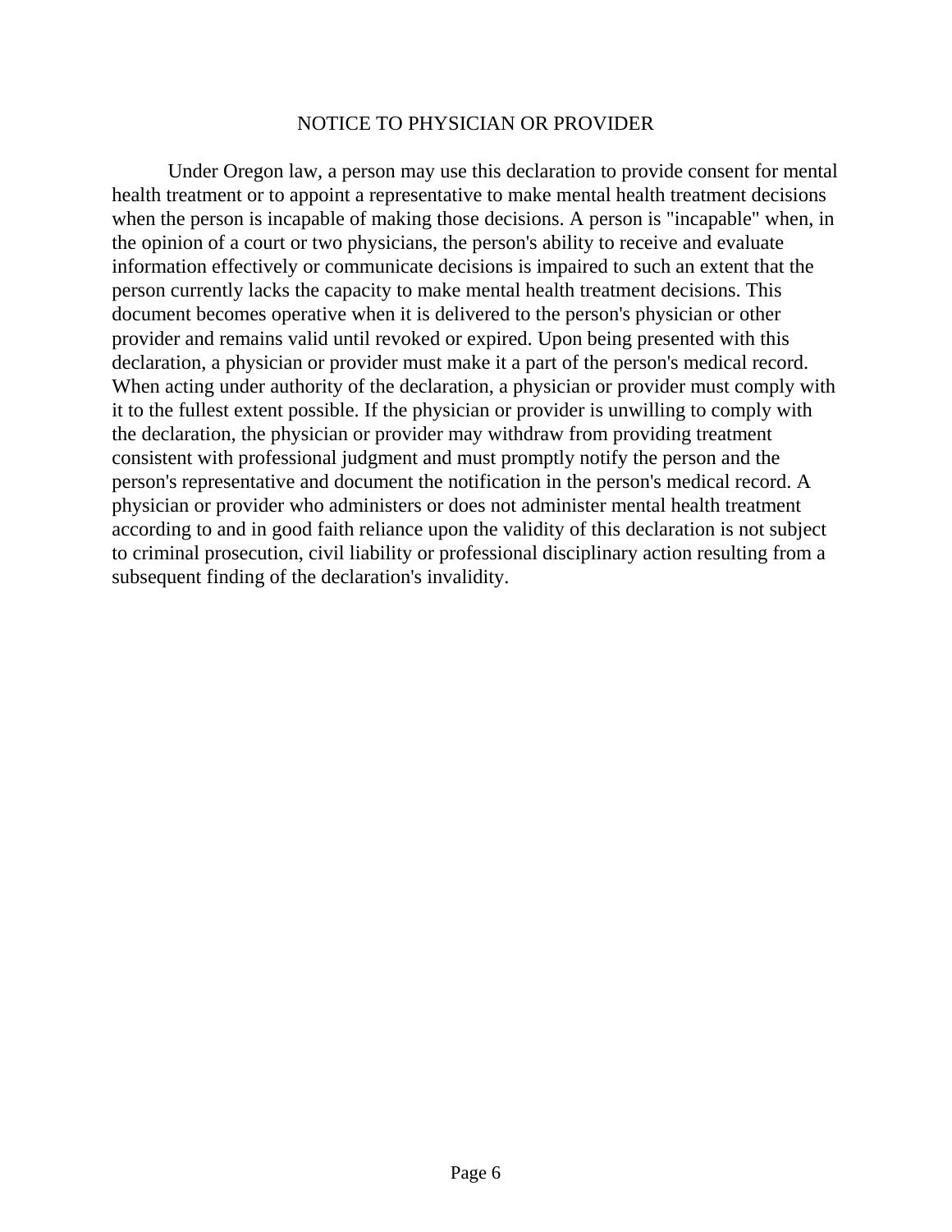## NOTICE TO PHYSICIAN OR PROVIDER

Under Oregon law, a person may use this declaration to provide consent for mental health treatment or to appoint a representative to make mental health treatment decisions when the person is incapable of making those decisions. A person is "incapable" when, in the opinion of a court or two physicians, the person's ability to receive and evaluate information effectively or communicate decisions is impaired to such an extent that the person currently lacks the capacity to make mental health treatment decisions. This document becomes operative when it is delivered to the person's physician or other provider and remains valid until revoked or expired. Upon being presented with this declaration, a physician or provider must make it a part of the person's medical record. When acting under authority of the declaration, a physician or provider must comply with it to the fullest extent possible. If the physician or provider is unwilling to comply with the declaration, the physician or provider may withdraw from providing treatment consistent with professional judgment and must promptly notify the person and the person's representative and document the notification in the person's medical record. A physician or provider who administers or does not administer mental health treatment according to and in good faith reliance upon the validity of this declaration is not subject to criminal prosecution, civil liability or professional disciplinary action resulting from a subsequent finding of the declaration's invalidity.